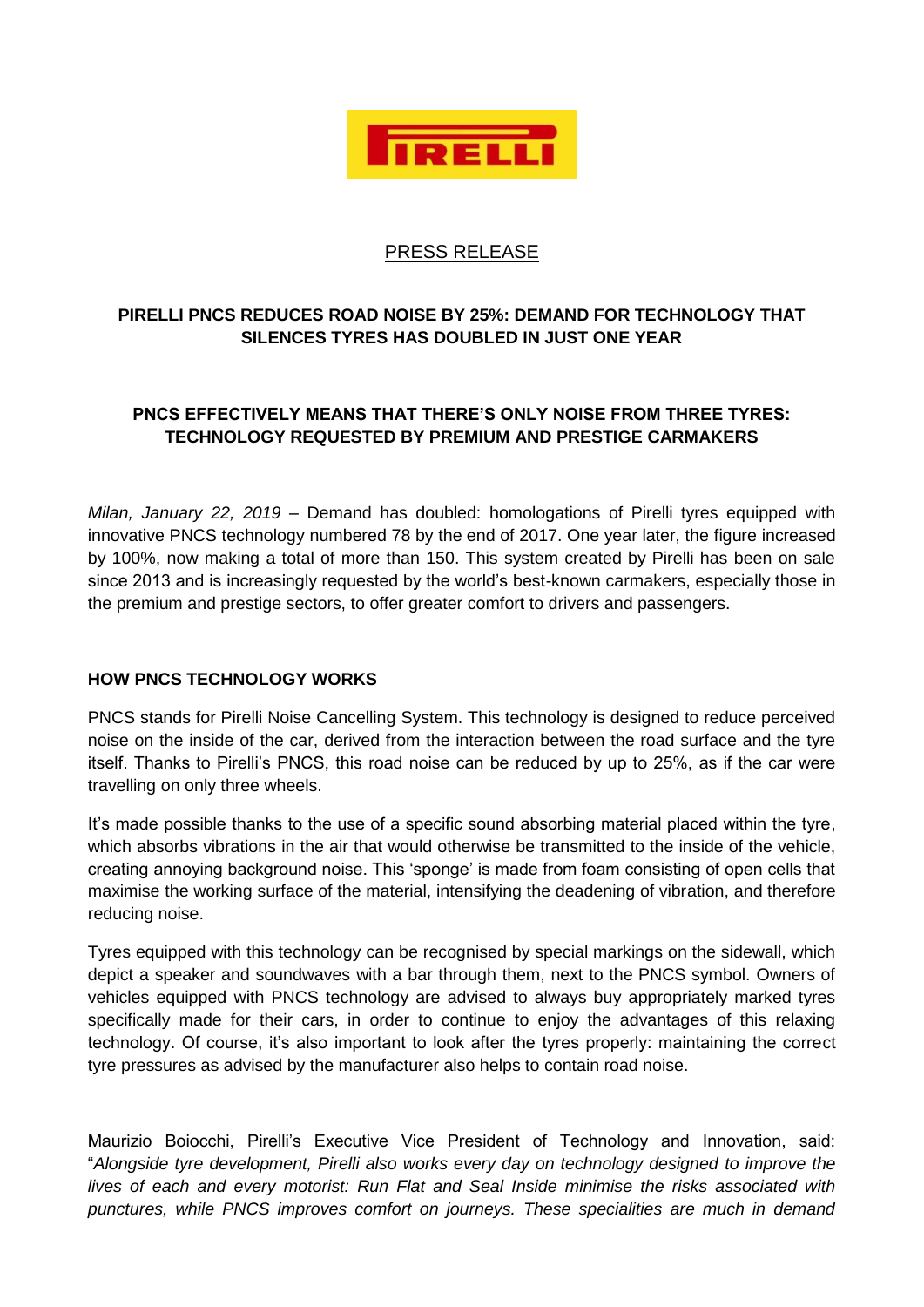PIRELLI

PRESS RELEASE

## PIRELLI PNCS REDUCES ROAD NOISE BY 25%: DEMAND FOR TECHNOLOGY THAT SILENCES TYRES HAS DOUBLED IN JUST ONE YEAR

### PNCS EFFECTIVELY MEANS THAT THERE'S ONLY NOISE FROM THREE TYRES: TECHNOLOGY REQUESTED BY PREMIUM AND PRESTIGE CARMAKERS

*Milan, January 22, 2019* – Demand has doubled: homologations of Pirelli tyres equipped with innovative PNCS technology numbered 78 by the end of 2017. One year later, the figure increased by 100%, now making a total of more than 150. This system created by Pirelli has been on sale since 2013 and is increasingly requested by the world's best-known carmakers, especially those in the premium and prestige sectors, to offer greater comfort to drivers and passengers.

### HOW PNCS TECHNOLOGY WORKS

PNCS stands for Pirelli Noise Cancelling System. This technology is designed to reduce perceived noise on the inside of the car, derived from the interaction between the road surface and the tyre itself. Thanks to Pirelli's PNCS, this road noise can be reduced by up to 25%, as if the car were travelling on only three wheels.

It's made possible thanks to the use of a specific sound absorbing material placed within the tyre, which absorbs vibrations in the air that would otherwise be transmitted to the inside of the vehicle, creating annoying background noise. This 'sponge' is made from foam consisting of open cells that maximise the working surface of the material, intensifying the deadening of vibration, and therefore reducing noise.

Tyres equipped with this technology can be recognised by special markings on the sidewall, which depict a speaker and soundwaves with a bar through them, next to the PNCS symbol. Owners of vehicles equipped with PNCS technology are advised to always buy appropriately marked tyres specifically made for their cars, in order to continue to enjoy the advantages of this relaxing technology. Of course, it's also important to look after the tyres properly: maintaining the correct tyre pressures as advised by the manufacturer also helps to contain road noise.

Maurizio Boiocchi, Pirelli's Executive Vice President of Technology and Innovation, said: "*Alongside tyre development, Pirelli also works every day on technology designed to improve the lives of each and every motorist: Run Flat and Seal Inside minimise the risks associated with punctures, while PNCS improves comfort on journeys. These specialities are much in demand*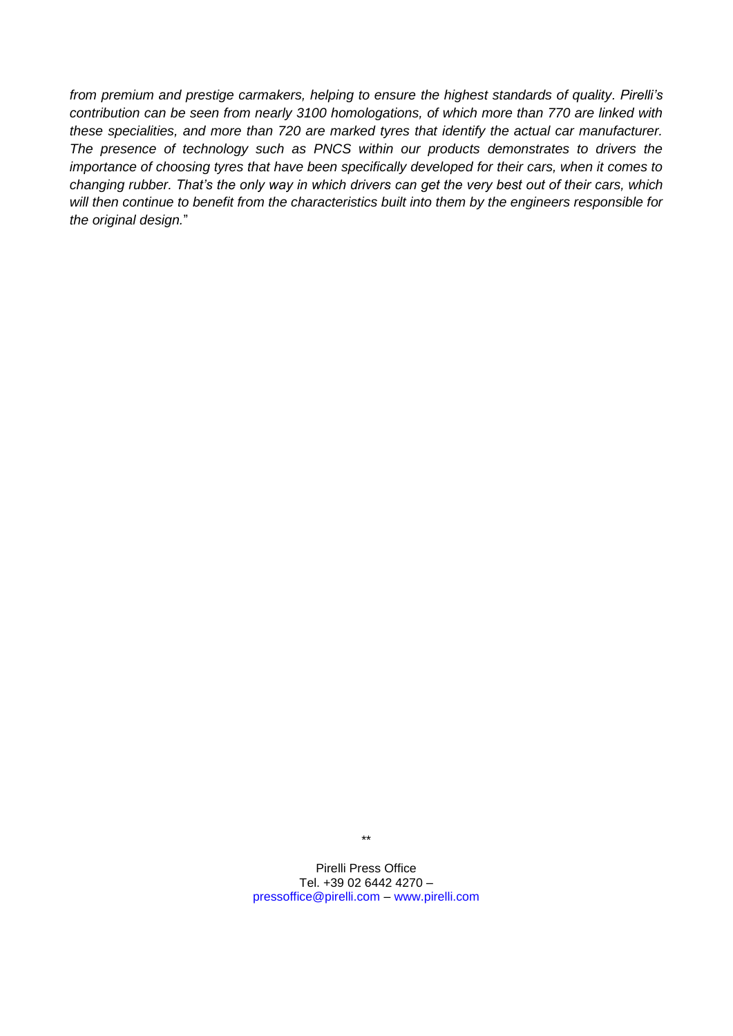*from premium and prestige carmakers, helping to ensure the highest standards of quality. Pirelli's contribution can be seen from nearly 3100 homologations, of which more than 770 are linked with these specialities, and more than 720 are marked tyres that identify the actual car manufacturer. The presence of technology such as PNCS within our products demonstrates to drivers the importance of choosing tyres that have been specifically developed for their cars, when it comes to changing rubber. That's the only way in which drivers can get the very best out of their cars, which will then continue to benefit from the characteristics built into them by the engineers responsible for the original design.*"

\*\*

Pirelli Press Office
Tel. +39 02 6442 4270 –
pressoffice@pirelli.com – www.pirelli.com